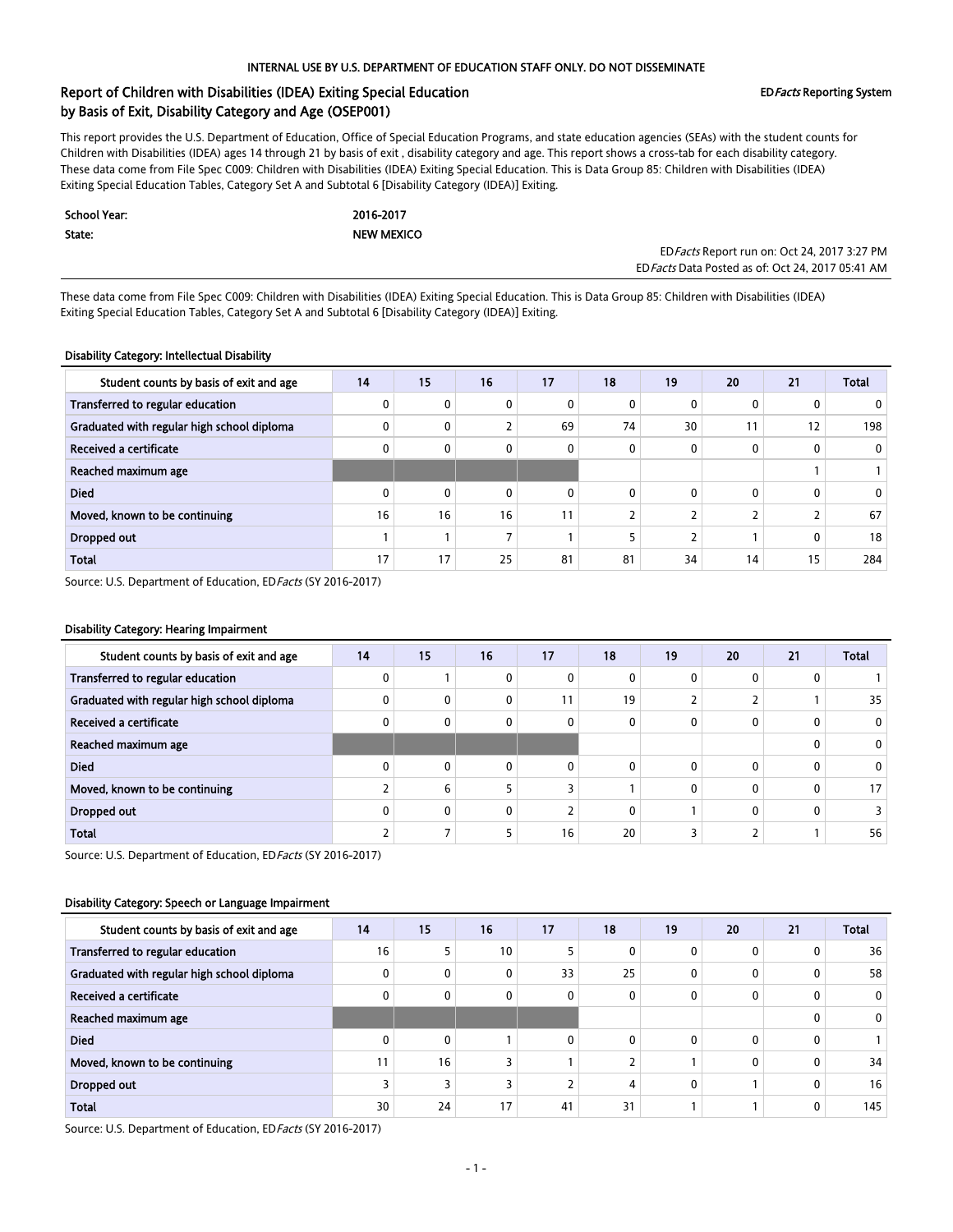INTERNAL USE BY U.S. DEPARTMENT OF EDUCATION STAFF ONLY. DO NOT DISSEMINATE

# Report of Children with Disabilities (IDEA) Exiting Special Education by Basis of Exit, Disability Category and Age (OSEP001)

ED*Facts* Reporting System

This report provides the U.S. Department of Education, Office of Special Education Programs, and state education agencies (SEAs) with the student counts for Children with Disabilities (IDEA) ages 14 through 21 by basis of exit , disability category and age. This report shows a cross-tab for each disability category. These data come from File Spec C009: Children with Disabilities (IDEA) Exiting Special Education. This is Data Group 85: Children with Disabilities (IDEA) Exiting Special Education Tables, Category Set A and Subtotal 6 [Disability Category (IDEA)] Exiting.

| | |
|---|---|
| **School Year:** | **2016-2017** |
| **State:** | **NEW MEXICO** |

ED*Facts* Report run on: Oct 24, 2017 3:27 PM
ED*Facts* Data Posted as of: Oct 24, 2017 05:41 AM

These data come from File Spec C009: Children with Disabilities (IDEA) Exiting Special Education. This is Data Group 85: Children with Disabilities (IDEA) Exiting Special Education Tables, Category Set A and Subtotal 6 [Disability Category (IDEA)] Exiting.

### Disability Category: Intellectual Disability

| Student counts by basis of exit and age | 14 | 15 | 16 | 17 | 18 | 19 | 20 | 21 | Total |
|---|---|---|---|---|---|---|---|---|---|
| Transferred to regular education | 0 | 0 | 0 | 0 | 0 | 0 | 0 | 0 | 0 |
| Graduated with regular high school diploma | 0 | 0 | 2 | 69 | 74 | 30 | 11 | 12 | 198 |
| Received a certificate | 0 | 0 | 0 | 0 | 0 | 0 | 0 | 0 | 0 |
| Reached maximum age | | | | | | | | 1 | 1 |
| Died | 0 | 0 | 0 | 0 | 0 | 0 | 0 | 0 | 0 |
| Moved, known to be continuing | 16 | 16 | 16 | 11 | 2 | 2 | 2 | 2 | 67 |
| Dropped out | 1 | 1 | 7 | 1 | 5 | 2 | 1 | 0 | 18 |
| Total | 17 | 17 | 25 | 81 | 81 | 34 | 14 | 15 | 284 |

Source: U.S. Department of Education, ED*Facts* (SY 2016-2017)

### Disability Category: Hearing Impairment

| Student counts by basis of exit and age | 14 | 15 | 16 | 17 | 18 | 19 | 20 | 21 | Total |
|---|---|---|---|---|---|---|---|---|---|
| Transferred to regular education | 0 | 1 | 0 | 0 | 0 | 0 | 0 | 0 | 1 |
| Graduated with regular high school diploma | 0 | 0 | 0 | 11 | 19 | 2 | 2 | 1 | 35 |
| Received a certificate | 0 | 0 | 0 | 0 | 0 | 0 | 0 | 0 | 0 |
| Reached maximum age | | | | | | | | 0 | 0 |
| Died | 0 | 0 | 0 | 0 | 0 | 0 | 0 | 0 | 0 |
| Moved, known to be continuing | 2 | 6 | 5 | 3 | 1 | 0 | 0 | 0 | 17 |
| Dropped out | 0 | 0 | 0 | 2 | 0 | 1 | 0 | 0 | 3 |
| Total | 2 | 7 | 5 | 16 | 20 | 3 | 2 | 1 | 56 |

Source: U.S. Department of Education, ED*Facts* (SY 2016-2017)

### Disability Category: Speech or Language Impairment

| Student counts by basis of exit and age | 14 | 15 | 16 | 17 | 18 | 19 | 20 | 21 | Total |
|---|---|---|---|---|---|---|---|---|---|
| Transferred to regular education | 16 | 5 | 10 | 5 | 0 | 0 | 0 | 0 | 36 |
| Graduated with regular high school diploma | 0 | 0 | 0 | 33 | 25 | 0 | 0 | 0 | 58 |
| Received a certificate | 0 | 0 | 0 | 0 | 0 | 0 | 0 | 0 | 0 |
| Reached maximum age | | | | | | | | 0 | 0 |
| Died | 0 | 0 | 1 | 0 | 0 | 0 | 0 | 0 | 1 |
| Moved, known to be continuing | 11 | 16 | 3 | 1 | 2 | 1 | 0 | 0 | 34 |
| Dropped out | 3 | 3 | 3 | 2 | 4 | 0 | 1 | 0 | 16 |
| Total | 30 | 24 | 17 | 41 | 31 | 1 | 1 | 0 | 145 |

Source: U.S. Department of Education, ED*Facts* (SY 2016-2017)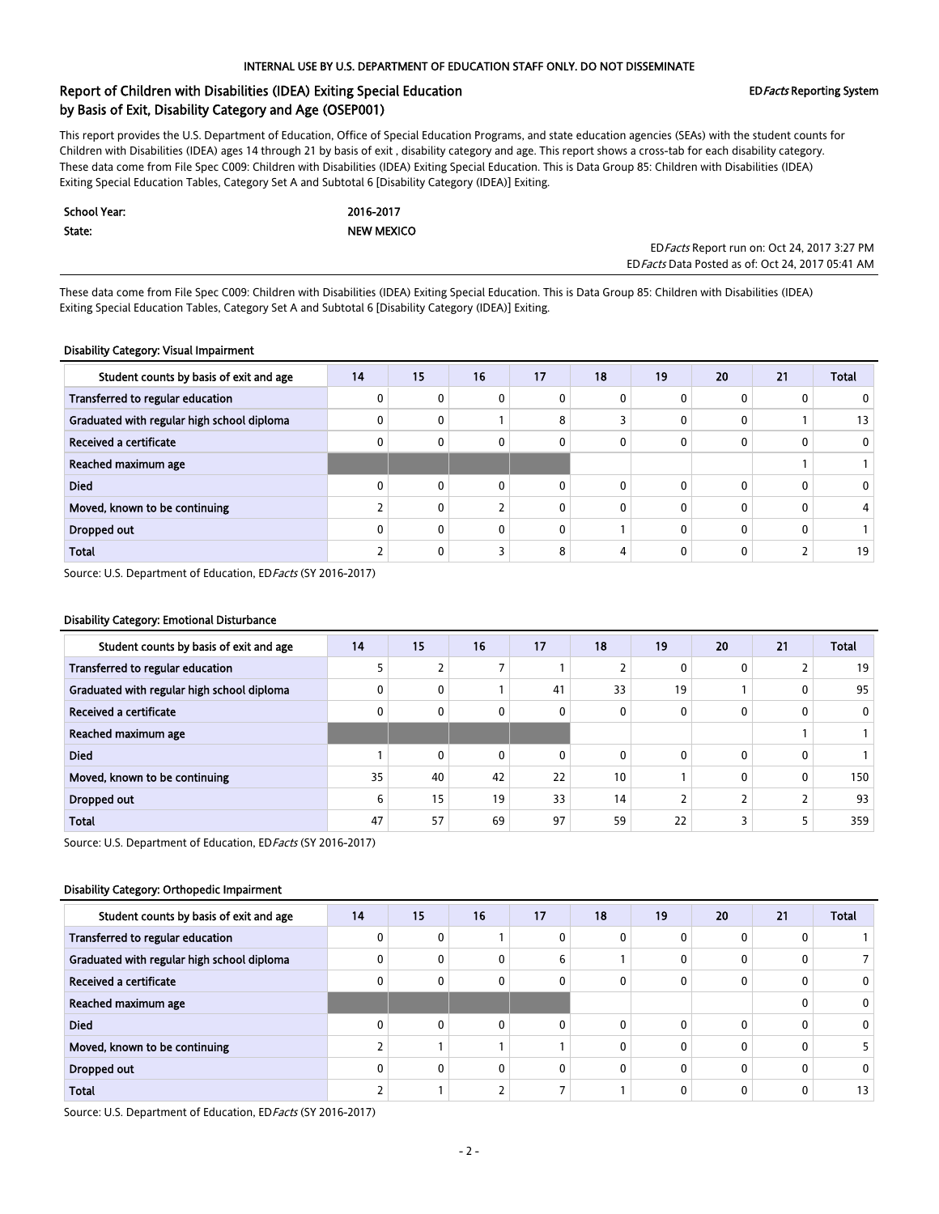INTERNAL USE BY U.S. DEPARTMENT OF EDUCATION STAFF ONLY. DO NOT DISSEMINATE

## Report of Children with Disabilities (IDEA) Exiting Special Education by Basis of Exit, Disability Category and Age (OSEP001)

ED*Facts* Reporting System

This report provides the U.S. Department of Education, Office of Special Education Programs, and state education agencies (SEAs) with the student counts for Children with Disabilities (IDEA) ages 14 through 21 by basis of exit , disability category and age. This report shows a cross-tab for each disability category. These data come from File Spec C009: Children with Disabilities (IDEA) Exiting Special Education. This is Data Group 85: Children with Disabilities (IDEA) Exiting Special Education Tables, Category Set A and Subtotal 6 [Disability Category (IDEA)] Exiting.

| | |
|---|---|
| **School Year:** | **2016-2017** |
| **State:** | **NEW MEXICO** |

ED*Facts* Report run on: Oct 24, 2017 3:27 PM
ED*Facts* Data Posted as of: Oct 24, 2017 05:41 AM

These data come from File Spec C009: Children with Disabilities (IDEA) Exiting Special Education. This is Data Group 85: Children with Disabilities (IDEA) Exiting Special Education Tables, Category Set A and Subtotal 6 [Disability Category (IDEA)] Exiting.

**Disability Category: Visual Impairment**

| Student counts by basis of exit and age | 14 | 15 | 16 | 17 | 18 | 19 | 20 | 21 | Total |
|---|---|---|---|---|---|---|---|---|---|
| Transferred to regular education | 0 | 0 | 0 | 0 | 0 | 0 | 0 | 0 | 0 |
| Graduated with regular high school diploma | 0 | 0 | 1 | 8 | 3 | 0 | 0 | 1 | 13 |
| Received a certificate | 0 | 0 | 0 | 0 | 0 | 0 | 0 | 0 | 0 |
| Reached maximum age | | | | | | | | 1 | 1 |
| Died | 0 | 0 | 0 | 0 | 0 | 0 | 0 | 0 | 0 |
| Moved, known to be continuing | 2 | 0 | 2 | 0 | 0 | 0 | 0 | 0 | 4 |
| Dropped out | 0 | 0 | 0 | 0 | 1 | 0 | 0 | 0 | 1 |
| Total | 2 | 0 | 3 | 8 | 4 | 0 | 0 | 2 | 19 |

Source: U.S. Department of Education, ED*Facts* (SY 2016-2017)

**Disability Category: Emotional Disturbance**

| Student counts by basis of exit and age | 14 | 15 | 16 | 17 | 18 | 19 | 20 | 21 | Total |
|---|---|---|---|---|---|---|---|---|---|
| Transferred to regular education | 5 | 2 | 7 | 1 | 2 | 0 | 0 | 2 | 19 |
| Graduated with regular high school diploma | 0 | 0 | 1 | 41 | 33 | 19 | 1 | 0 | 95 |
| Received a certificate | 0 | 0 | 0 | 0 | 0 | 0 | 0 | 0 | 0 |
| Reached maximum age | | | | | | | | 1 | 1 |
| Died | 1 | 0 | 0 | 0 | 0 | 0 | 0 | 0 | 1 |
| Moved, known to be continuing | 35 | 40 | 42 | 22 | 10 | 1 | 0 | 0 | 150 |
| Dropped out | 6 | 15 | 19 | 33 | 14 | 2 | 2 | 2 | 93 |
| Total | 47 | 57 | 69 | 97 | 59 | 22 | 3 | 5 | 359 |

Source: U.S. Department of Education, ED*Facts* (SY 2016-2017)

**Disability Category: Orthopedic Impairment**

| Student counts by basis of exit and age | 14 | 15 | 16 | 17 | 18 | 19 | 20 | 21 | Total |
|---|---|---|---|---|---|---|---|---|---|
| Transferred to regular education | 0 | 0 | 1 | 0 | 0 | 0 | 0 | 0 | 1 |
| Graduated with regular high school diploma | 0 | 0 | 0 | 6 | 1 | 0 | 0 | 0 | 7 |
| Received a certificate | 0 | 0 | 0 | 0 | 0 | 0 | 0 | 0 | 0 |
| Reached maximum age | | | | | | | | 0 | 0 |
| Died | 0 | 0 | 0 | 0 | 0 | 0 | 0 | 0 | 0 |
| Moved, known to be continuing | 2 | 1 | 1 | 1 | 0 | 0 | 0 | 0 | 5 |
| Dropped out | 0 | 0 | 0 | 0 | 0 | 0 | 0 | 0 | 0 |
| Total | 2 | 1 | 2 | 7 | 1 | 0 | 0 | 0 | 13 |

Source: U.S. Department of Education, ED*Facts* (SY 2016-2017)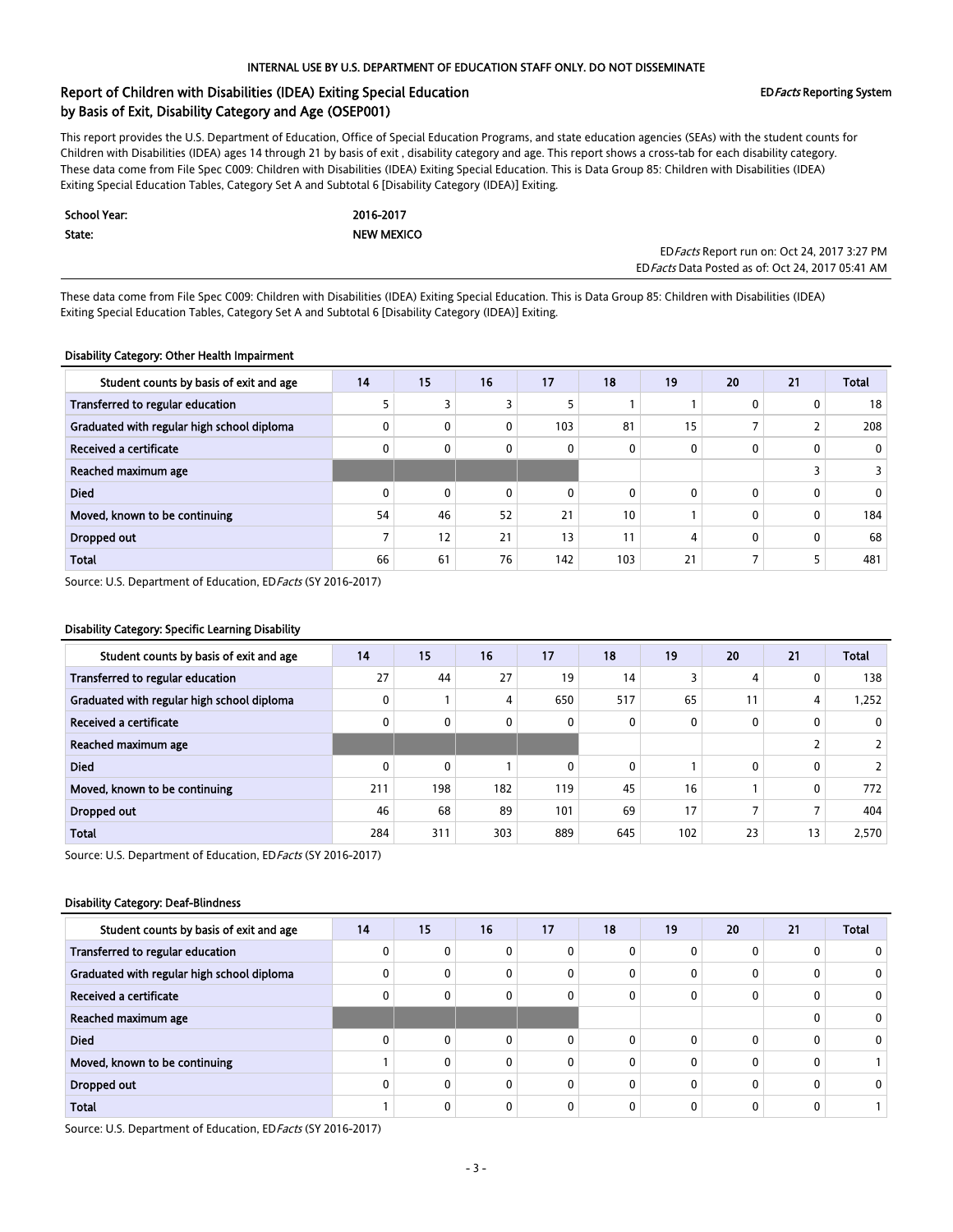INTERNAL USE BY U.S. DEPARTMENT OF EDUCATION STAFF ONLY. DO NOT DISSEMINATE

## Report of Children with Disabilities (IDEA) Exiting Special Education by Basis of Exit, Disability Category and Age (OSEP001)

ED*Facts* Reporting System

This report provides the U.S. Department of Education, Office of Special Education Programs, and state education agencies (SEAs) with the student counts for Children with Disabilities (IDEA) ages 14 through 21 by basis of exit , disability category and age. This report shows a cross-tab for each disability category. These data come from File Spec C009: Children with Disabilities (IDEA) Exiting Special Education. This is Data Group 85: Children with Disabilities (IDEA) Exiting Special Education Tables, Category Set A and Subtotal 6 [Disability Category (IDEA)] Exiting.

| | |
|---|---|
| **School Year:** | **2016-2017** |
| **State:** | **NEW MEXICO** |

ED*Facts* Report run on: Oct 24, 2017 3:27 PM
ED*Facts* Data Posted as of: Oct 24, 2017 05:41 AM

These data come from File Spec C009: Children with Disabilities (IDEA) Exiting Special Education. This is Data Group 85: Children with Disabilities (IDEA) Exiting Special Education Tables, Category Set A and Subtotal 6 [Disability Category (IDEA)] Exiting.

### Disability Category: Other Health Impairment

| Student counts by basis of exit and age | 14 | 15 | 16 | 17 | 18 | 19 | 20 | 21 | Total |
|---|---|---|---|---|---|---|---|---|---|
| Transferred to regular education | 5 | 3 | 3 | 5 | 1 | 1 | 0 | 0 | 18 |
| Graduated with regular high school diploma | 0 | 0 | 0 | 103 | 81 | 15 | 7 | 2 | 208 |
| Received a certificate | 0 | 0 | 0 | 0 | 0 | 0 | 0 | 0 | 0 |
| Reached maximum age | | | | | | | | 3 | 3 |
| Died | 0 | 0 | 0 | 0 | 0 | 0 | 0 | 0 | 0 |
| Moved, known to be continuing | 54 | 46 | 52 | 21 | 10 | 1 | 0 | 0 | 184 |
| Dropped out | 7 | 12 | 21 | 13 | 11 | 4 | 0 | 0 | 68 |
| Total | 66 | 61 | 76 | 142 | 103 | 21 | 7 | 5 | 481 |

Source: U.S. Department of Education, ED*Facts* (SY 2016-2017)

### Disability Category: Specific Learning Disability

| Student counts by basis of exit and age | 14 | 15 | 16 | 17 | 18 | 19 | 20 | 21 | Total |
|---|---|---|---|---|---|---|---|---|---|
| Transferred to regular education | 27 | 44 | 27 | 19 | 14 | 3 | 4 | 0 | 138 |
| Graduated with regular high school diploma | 0 | 1 | 4 | 650 | 517 | 65 | 11 | 4 | 1,252 |
| Received a certificate | 0 | 0 | 0 | 0 | 0 | 0 | 0 | 0 | 0 |
| Reached maximum age | | | | | | | | 2 | 2 |
| Died | 0 | 0 | 1 | 0 | 0 | 1 | 0 | 0 | 2 |
| Moved, known to be continuing | 211 | 198 | 182 | 119 | 45 | 16 | 1 | 0 | 772 |
| Dropped out | 46 | 68 | 89 | 101 | 69 | 17 | 7 | 7 | 404 |
| Total | 284 | 311 | 303 | 889 | 645 | 102 | 23 | 13 | 2,570 |

Source: U.S. Department of Education, ED*Facts* (SY 2016-2017)

### Disability Category: Deaf-Blindness

| Student counts by basis of exit and age | 14 | 15 | 16 | 17 | 18 | 19 | 20 | 21 | Total |
|---|---|---|---|---|---|---|---|---|---|
| Transferred to regular education | 0 | 0 | 0 | 0 | 0 | 0 | 0 | 0 | 0 |
| Graduated with regular high school diploma | 0 | 0 | 0 | 0 | 0 | 0 | 0 | 0 | 0 |
| Received a certificate | 0 | 0 | 0 | 0 | 0 | 0 | 0 | 0 | 0 |
| Reached maximum age | | | | | | | | 0 | 0 |
| Died | 0 | 0 | 0 | 0 | 0 | 0 | 0 | 0 | 0 |
| Moved, known to be continuing | 1 | 0 | 0 | 0 | 0 | 0 | 0 | 0 | 1 |
| Dropped out | 0 | 0 | 0 | 0 | 0 | 0 | 0 | 0 | 0 |
| Total | 1 | 0 | 0 | 0 | 0 | 0 | 0 | 0 | 1 |

Source: U.S. Department of Education, ED*Facts* (SY 2016-2017)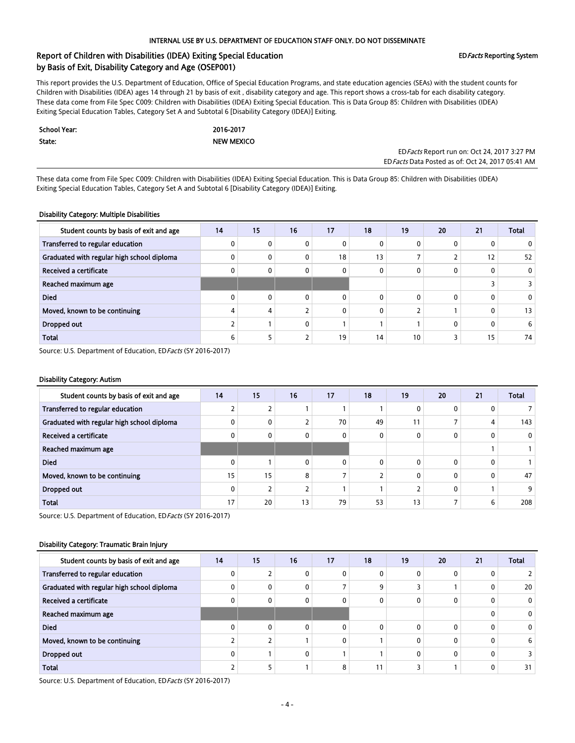INTERNAL USE BY U.S. DEPARTMENT OF EDUCATION STAFF ONLY. DO NOT DISSEMINATE

## Report of Children with Disabilities (IDEA) Exiting Special Education by Basis of Exit, Disability Category and Age (OSEP001)

ED*Facts* Reporting System

This report provides the U.S. Department of Education, Office of Special Education Programs, and state education agencies (SEAs) with the student counts for Children with Disabilities (IDEA) ages 14 through 21 by basis of exit , disability category and age. This report shows a cross-tab for each disability category. These data come from File Spec C009: Children with Disabilities (IDEA) Exiting Special Education. This is Data Group 85: Children with Disabilities (IDEA) Exiting Special Education Tables, Category Set A and Subtotal 6 [Disability Category (IDEA)] Exiting.

**School Year:** 2016-2017

**State:** NEW MEXICO

ED*Facts* Report run on: Oct 24, 2017 3:27 PM
ED*Facts* Data Posted as of: Oct 24, 2017 05:41 AM

These data come from File Spec C009: Children with Disabilities (IDEA) Exiting Special Education. This is Data Group 85: Children with Disabilities (IDEA) Exiting Special Education Tables, Category Set A and Subtotal 6 [Disability Category (IDEA)] Exiting.

### Disability Category: Multiple Disabilities

| Student counts by basis of exit and age | 14 | 15 | 16 | 17 | 18 | 19 | 20 | 21 | Total |
|---|---|---|---|---|---|---|---|---|---|
| Transferred to regular education | 0 | 0 | 0 | 0 | 0 | 0 | 0 | 0 | 0 |
| Graduated with regular high school diploma | 0 | 0 | 0 | 18 | 13 | 7 | 2 | 12 | 52 |
| Received a certificate | 0 | 0 | 0 | 0 | 0 | 0 | 0 | 0 | 0 |
| Reached maximum age | | | | | | | | 3 | 3 |
| Died | 0 | 0 | 0 | 0 | 0 | 0 | 0 | 0 | 0 |
| Moved, known to be continuing | 4 | 4 | 2 | 0 | 0 | 2 | 1 | 0 | 13 |
| Dropped out | 2 | 1 | 0 | 1 | 1 | 1 | 0 | 0 | 6 |
| Total | 6 | 5 | 2 | 19 | 14 | 10 | 3 | 15 | 74 |

Source: U.S. Department of Education, ED*Facts* (SY 2016-2017)

### Disability Category: Autism

| Student counts by basis of exit and age | 14 | 15 | 16 | 17 | 18 | 19 | 20 | 21 | Total |
|---|---|---|---|---|---|---|---|---|---|
| Transferred to regular education | 2 | 2 | 1 | 1 | 1 | 0 | 0 | 0 | 7 |
| Graduated with regular high school diploma | 0 | 0 | 2 | 70 | 49 | 11 | 7 | 4 | 143 |
| Received a certificate | 0 | 0 | 0 | 0 | 0 | 0 | 0 | 0 | 0 |
| Reached maximum age | | | | | | | | 1 | 1 |
| Died | 0 | 1 | 0 | 0 | 0 | 0 | 0 | 0 | 1 |
| Moved, known to be continuing | 15 | 15 | 8 | 7 | 2 | 0 | 0 | 0 | 47 |
| Dropped out | 0 | 2 | 2 | 1 | 1 | 2 | 0 | 1 | 9 |
| Total | 17 | 20 | 13 | 79 | 53 | 13 | 7 | 6 | 208 |

Source: U.S. Department of Education, ED*Facts* (SY 2016-2017)

### Disability Category: Traumatic Brain Injury

| Student counts by basis of exit and age | 14 | 15 | 16 | 17 | 18 | 19 | 20 | 21 | Total |
|---|---|---|---|---|---|---|---|---|---|
| Transferred to regular education | 0 | 2 | 0 | 0 | 0 | 0 | 0 | 0 | 2 |
| Graduated with regular high school diploma | 0 | 0 | 0 | 7 | 9 | 3 | 1 | 0 | 20 |
| Received a certificate | 0 | 0 | 0 | 0 | 0 | 0 | 0 | 0 | 0 |
| Reached maximum age | | | | | | | | 0 | 0 |
| Died | 0 | 0 | 0 | 0 | 0 | 0 | 0 | 0 | 0 |
| Moved, known to be continuing | 2 | 2 | 1 | 0 | 1 | 0 | 0 | 0 | 6 |
| Dropped out | 0 | 1 | 0 | 1 | 1 | 0 | 0 | 0 | 3 |
| Total | 2 | 5 | 1 | 8 | 11 | 3 | 1 | 0 | 31 |

Source: U.S. Department of Education, ED*Facts* (SY 2016-2017)